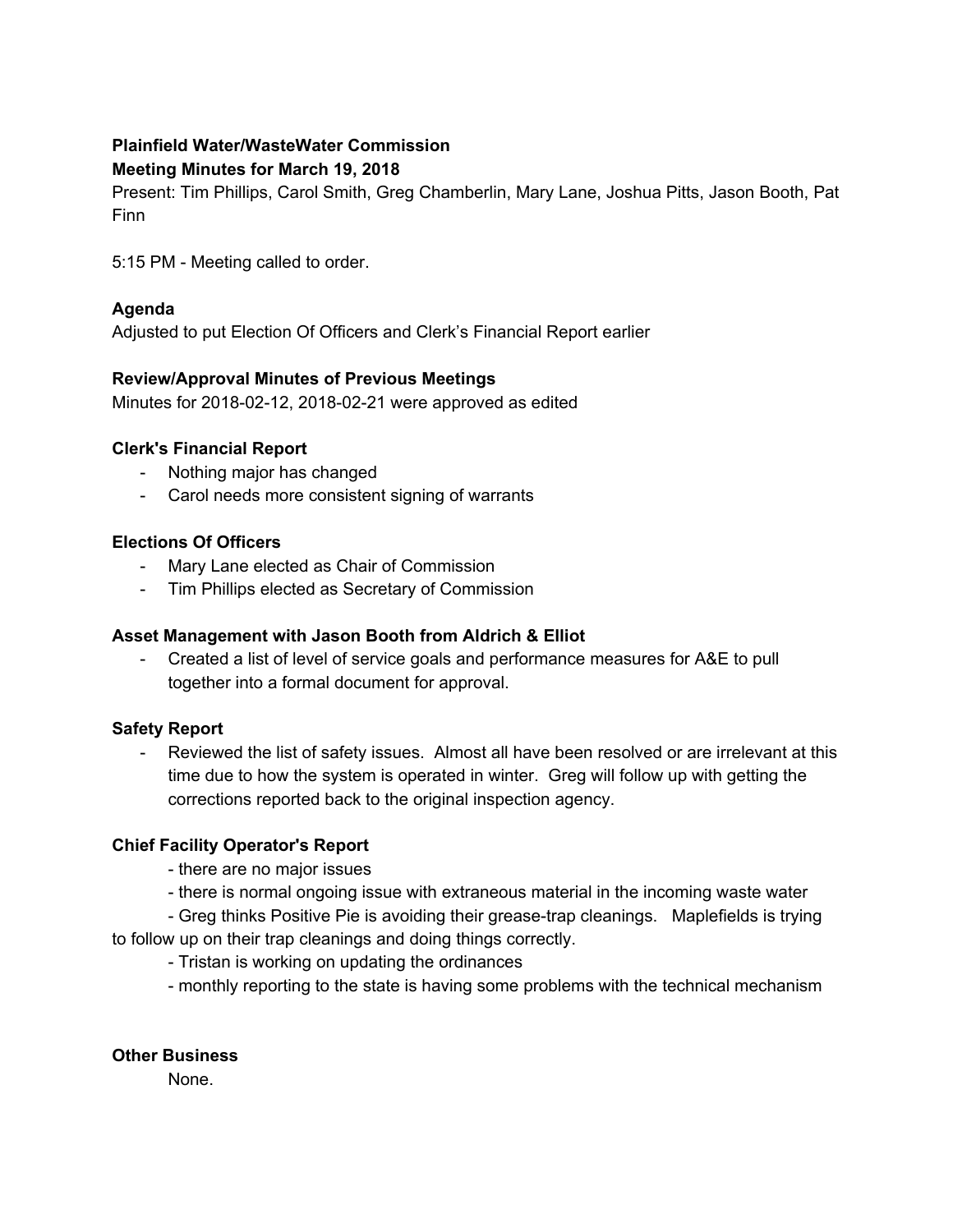**Plainfield Water/WasteWater Commission**
**Meeting Minutes for March 19, 2018**

Present: Tim Phillips, Carol Smith, Greg Chamberlin, Mary Lane, Joshua Pitts, Jason Booth, Pat Finn

5:15 PM - Meeting called to order.

**Agenda**

Adjusted to put Election Of Officers and Clerk's Financial Report earlier

**Review/Approval Minutes of Previous Meetings**

Minutes for 2018-02-12, 2018-02-21 were approved as edited

**Clerk's Financial Report**

- Nothing major has changed
- Carol needs more consistent signing of warrants

**Elections Of Officers**

- Mary Lane elected as Chair of Commission
- Tim Phillips elected as Secretary of Commission

**Asset Management with Jason Booth from Aldrich & Elliot**

- Created a list of level of service goals and performance measures for A&E to pull together into a formal document for approval.

**Safety Report**

- Reviewed the list of safety issues. Almost all have been resolved or are irrelevant at this time due to how the system is operated in winter. Greg will follow up with getting the corrections reported back to the original inspection agency.

**Chief Facility Operator's Report**

- there are no major issues
- there is normal ongoing issue with extraneous material in the incoming waste water
- Greg thinks Positive Pie is avoiding their grease-trap cleanings. Maplefields is trying to follow up on their trap cleanings and doing things correctly.
- Tristan is working on updating the ordinances
- monthly reporting to the state is having some problems with the technical mechanism

**Other Business**

None.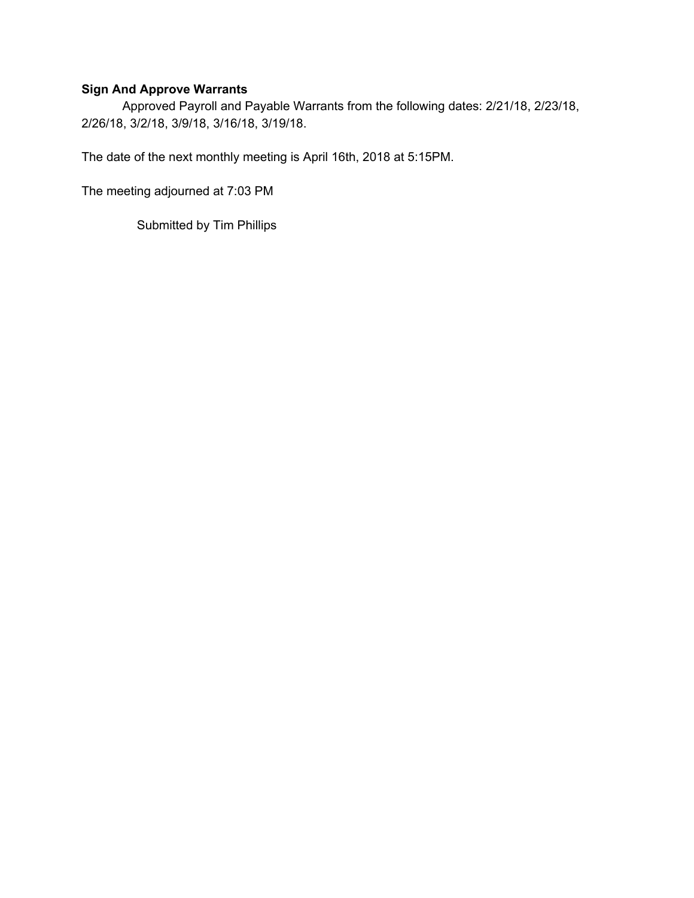**Sign And Approve Warrants**

Approved Payroll and Payable Warrants from the following dates: 2/21/18, 2/23/18, 2/26/18, 3/2/18, 3/9/18, 3/16/18, 3/19/18.

The date of the next monthly meeting is April 16th, 2018 at 5:15PM.

The meeting adjourned at 7:03 PM

Submitted by Tim Phillips